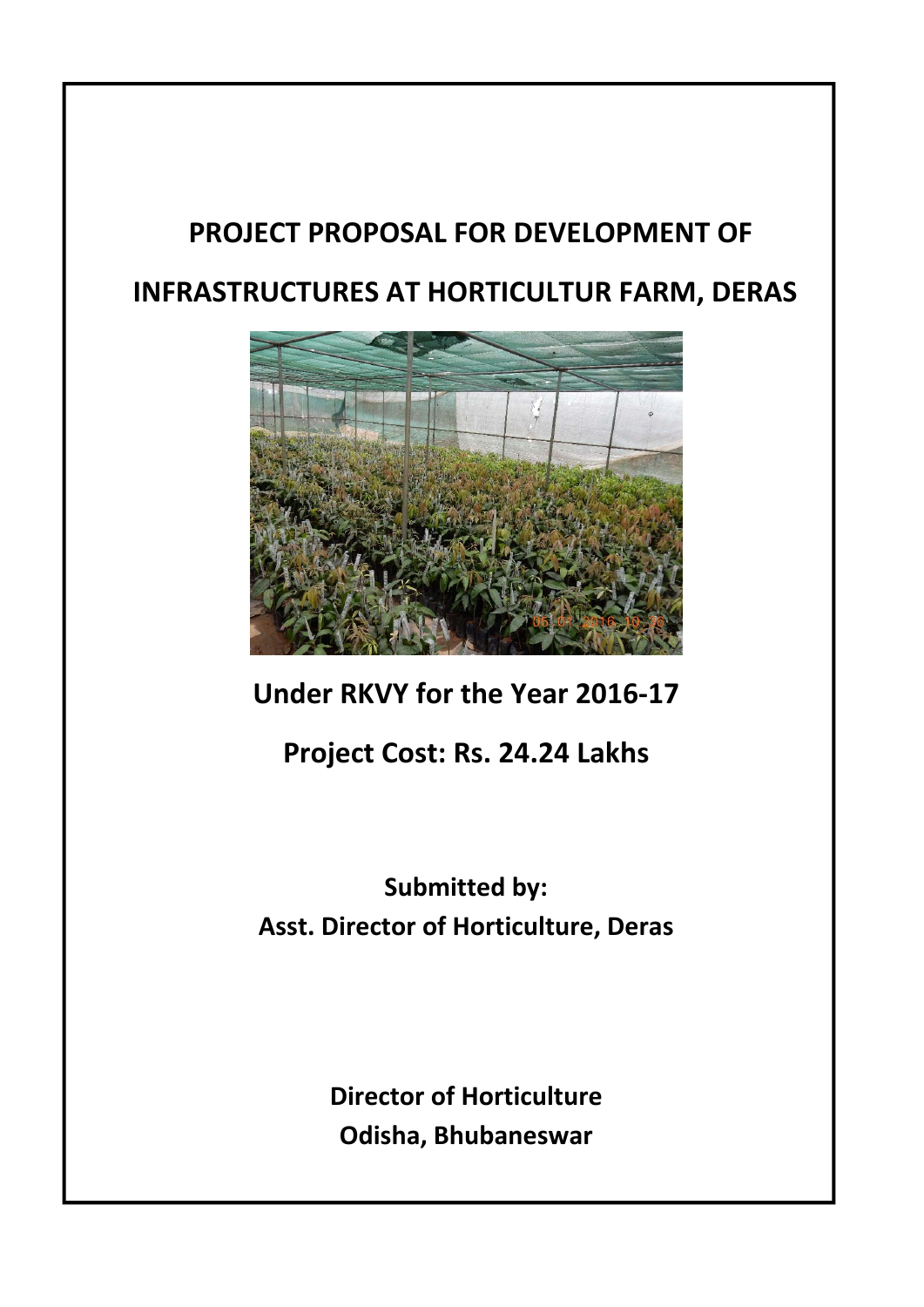# PROJECT PROPOSAL FOR DEVELOPMENT OF INFRASTRUCTURES AT HORTICULTUR FARM, DERAS

**Under RKVY for the Year 2016-17**

**Project Cost: Rs. 24.24 Lakhs**

**Submitted by:**
**Asst. Director of Horticulture, Deras**

**Director of Horticulture**
**Odisha, Bhubaneswar**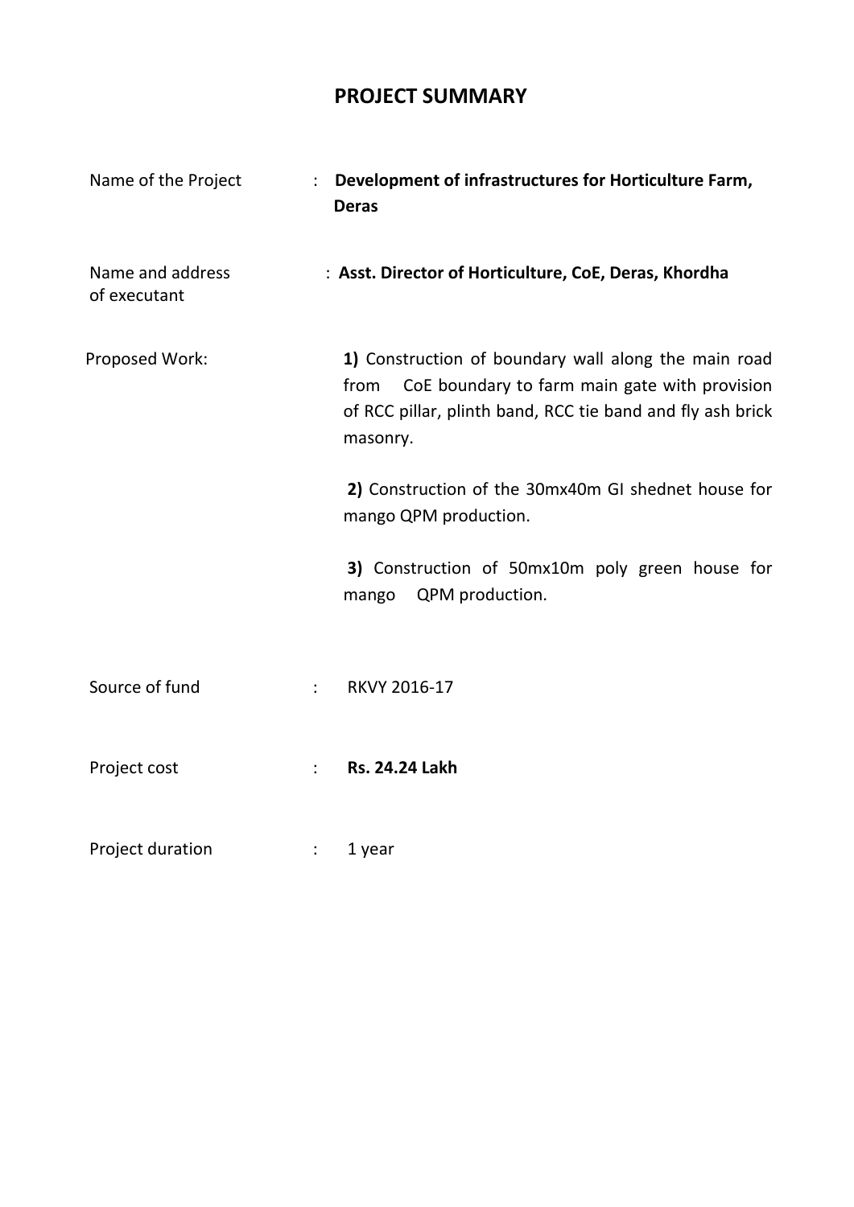# PROJECT SUMMARY

| | | |
|---|---|---|
| Name of the Project | : | **Development of infrastructures for Horticulture Farm, Deras** |
| Name and address of executant | : | **Asst. Director of Horticulture, CoE, Deras, Khordha** |
| Proposed Work: | | **1)** Construction of boundary wall along the main road from CoE boundary to farm main gate with provision of RCC pillar, plinth band, RCC tie band and fly ash brick masonry.<br><br>**2)** Construction of the 30mx40m GI shednet house for mango QPM production.<br><br>**3)** Construction of 50mx10m poly green house for mango QPM production. |
| Source of fund | : | RKVY 2016-17 |
| Project cost | : | **Rs. 24.24 Lakh** |
| Project duration | : | 1 year |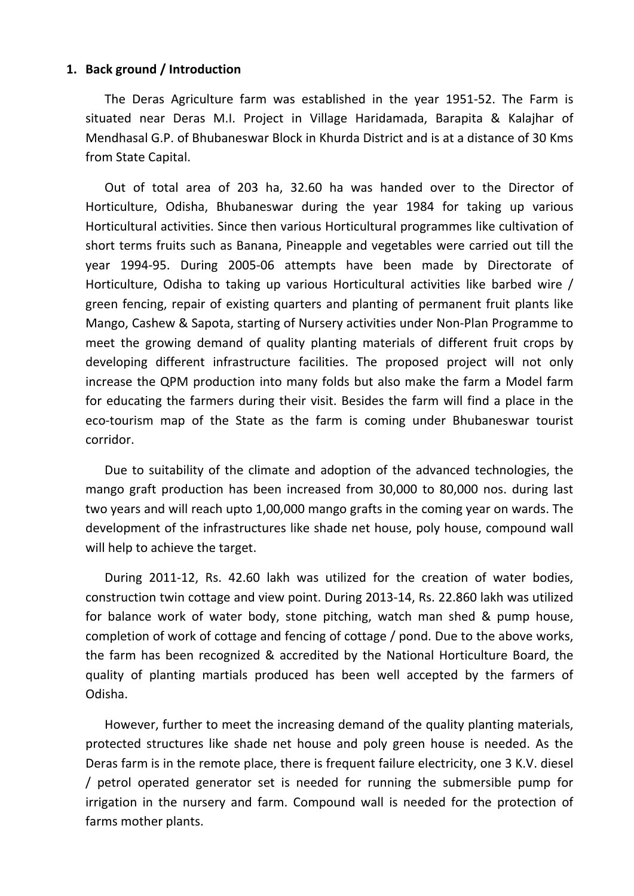## 1. Back ground / Introduction

The Deras Agriculture farm was established in the year 1951-52. The Farm is situated near Deras M.I. Project in Village Haridamada, Barapita & Kalajhar of Mendhasal G.P. of Bhubaneswar Block in Khurda District and is at a distance of 30 Kms from State Capital.

Out of total area of 203 ha, 32.60 ha was handed over to the Director of Horticulture, Odisha, Bhubaneswar during the year 1984 for taking up various Horticultural activities. Since then various Horticultural programmes like cultivation of short terms fruits such as Banana, Pineapple and vegetables were carried out till the year 1994-95. During 2005-06 attempts have been made by Directorate of Horticulture, Odisha to taking up various Horticultural activities like barbed wire / green fencing, repair of existing quarters and planting of permanent fruit plants like Mango, Cashew & Sapota, starting of Nursery activities under Non-Plan Programme to meet the growing demand of quality planting materials of different fruit crops by developing different infrastructure facilities. The proposed project will not only increase the QPM production into many folds but also make the farm a Model farm for educating the farmers during their visit. Besides the farm will find a place in the eco-tourism map of the State as the farm is coming under Bhubaneswar tourist corridor.

Due to suitability of the climate and adoption of the advanced technologies, the mango graft production has been increased from 30,000 to 80,000 nos. during last two years and will reach upto 1,00,000 mango grafts in the coming year on wards. The development of the infrastructures like shade net house, poly house, compound wall will help to achieve the target.

During 2011-12, Rs. 42.60 lakh was utilized for the creation of water bodies, construction twin cottage and view point. During 2013-14, Rs. 22.860 lakh was utilized for balance work of water body, stone pitching, watch man shed & pump house, completion of work of cottage and fencing of cottage / pond. Due to the above works, the farm has been recognized & accredited by the National Horticulture Board, the quality of planting martials produced has been well accepted by the farmers of Odisha.

However, further to meet the increasing demand of the quality planting materials, protected structures like shade net house and poly green house is needed. As the Deras farm is in the remote place, there is frequent failure electricity, one 3 K.V. diesel / petrol operated generator set is needed for running the submersible pump for irrigation in the nursery and farm. Compound wall is needed for the protection of farms mother plants.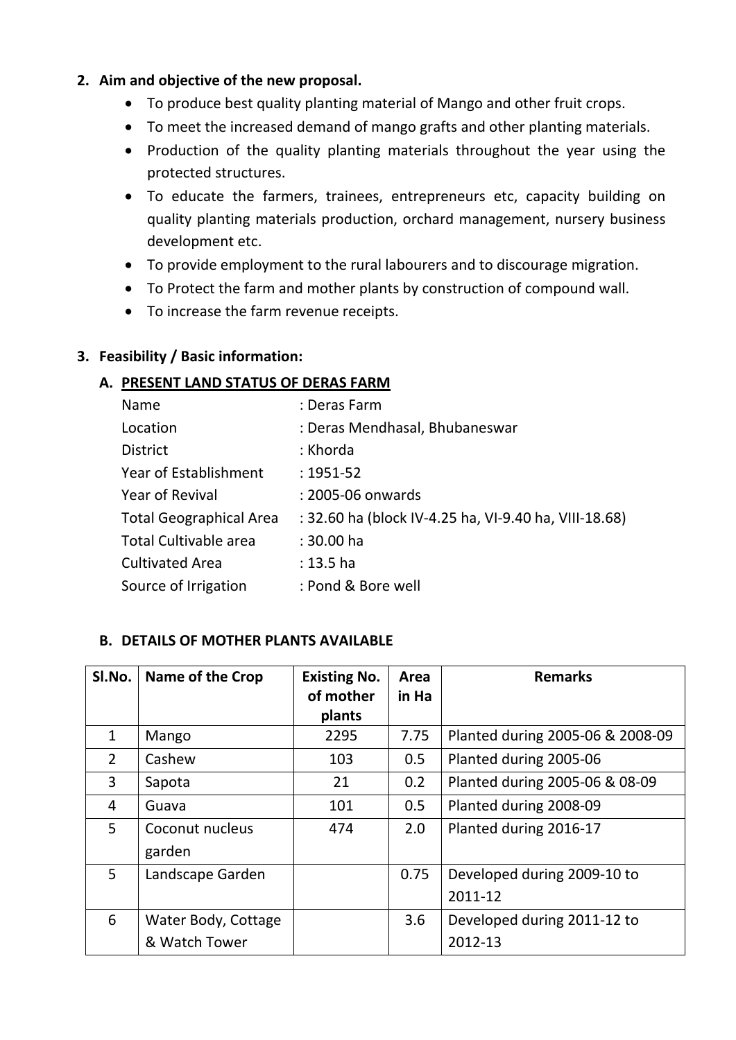## 2. Aim and objective of the new proposal.

- To produce best quality planting material of Mango and other fruit crops.
- To meet the increased demand of mango grafts and other planting materials.
- Production of the quality planting materials throughout the year using the protected structures.
- To educate the farmers, trainees, entrepreneurs etc, capacity building on quality planting materials production, orchard management, nursery business development etc.
- To provide employment to the rural labourers and to discourage migration.
- To Protect the farm and mother plants by construction of compound wall.
- To increase the farm revenue receipts.

## 3. Feasibility / Basic information:

### A. PRESENT LAND STATUS OF DERAS FARM

| | |
|---|---|
| Name | : Deras Farm |
| Location | : Deras Mendhasal, Bhubaneswar |
| District | : Khorda |
| Year of Establishment | : 1951-52 |
| Year of Revival | : 2005-06 onwards |
| Total Geographical Area | : 32.60 ha (block IV-4.25 ha, VI-9.40 ha, VIII-18.68) |
| Total Cultivable area | : 30.00 ha |
| Cultivated Area | : 13.5 ha |
| Source of Irrigation | : Pond & Bore well |

### B. DETAILS OF MOTHER PLANTS AVAILABLE

| Sl.No. | Name of the Crop | Existing No. of mother plants | Area in Ha | Remarks |
|---|---|---|---|---|
| 1 | Mango | 2295 | 7.75 | Planted during 2005-06 & 2008-09 |
| 2 | Cashew | 103 | 0.5 | Planted during 2005-06 |
| 3 | Sapota | 21 | 0.2 | Planted during 2005-06 & 08-09 |
| 4 | Guava | 101 | 0.5 | Planted during 2008-09 |
| 5 | Coconut nucleus garden | 474 | 2.0 | Planted during 2016-17 |
| 5 | Landscape Garden | | 0.75 | Developed during 2009-10 to 2011-12 |
| 6 | Water Body, Cottage & Watch Tower | | 3.6 | Developed during 2011-12 to 2012-13 |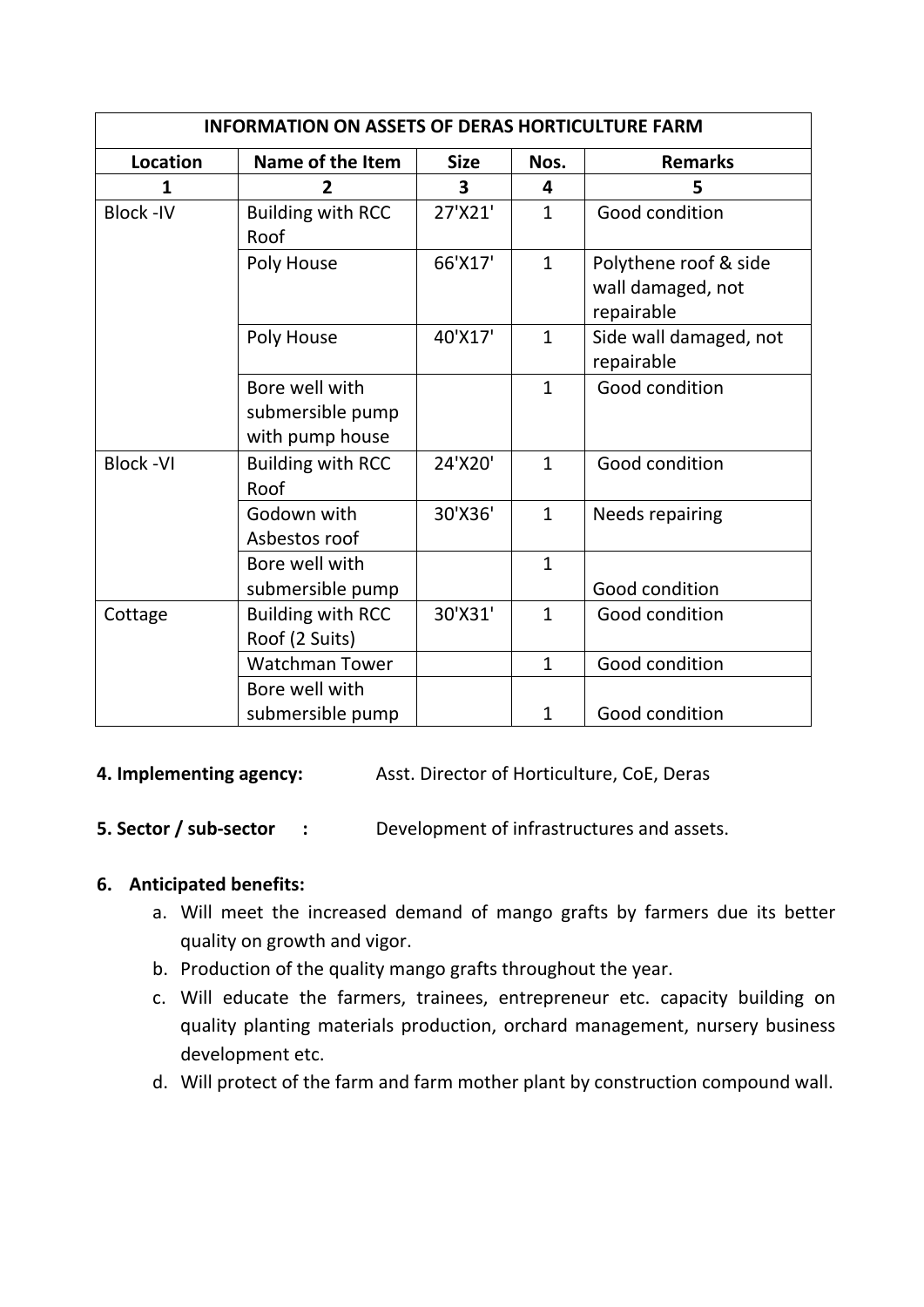| INFORMATION ON ASSETS OF DERAS HORTICULTURE FARM | | | | |
|---|---|---|---|---|
| **Location** | **Name of the Item** | **Size** | **Nos.** | **Remarks** |
| **1** | **2** | **3** | **4** | **5** |
| Block -IV | Building with RCC Roof | 27'X21' | 1 | Good condition |
| | Poly House | 66'X17' | 1 | Polythene roof & side wall damaged, not repairable |
| | Poly House | 40'X17' | 1 | Side wall damaged, not repairable |
| | Bore well with submersible pump with pump house | | 1 | Good condition |
| Block -VI | Building with RCC Roof | 24'X20' | 1 | Good condition |
| | Godown with Asbestos roof | 30'X36' | 1 | Needs repairing |
| | Bore well with submersible pump | | 1 | Good condition |
| Cottage | Building with RCC Roof (2 Suits) | 30'X31' | 1 | Good condition |
| | Watchman Tower | | 1 | Good condition |
| | Bore well with submersible pump | | 1 | Good condition |

**4. Implementing agency:** Asst. Director of Horticulture, CoE, Deras

**5. Sector / sub-sector :** Development of infrastructures and assets.

**6. Anticipated benefits:**

a. Will meet the increased demand of mango grafts by farmers due its better quality on growth and vigor.
b. Production of the quality mango grafts throughout the year.
c. Will educate the farmers, trainees, entrepreneur etc. capacity building on quality planting materials production, orchard management, nursery business development etc.
d. Will protect of the farm and farm mother plant by construction compound wall.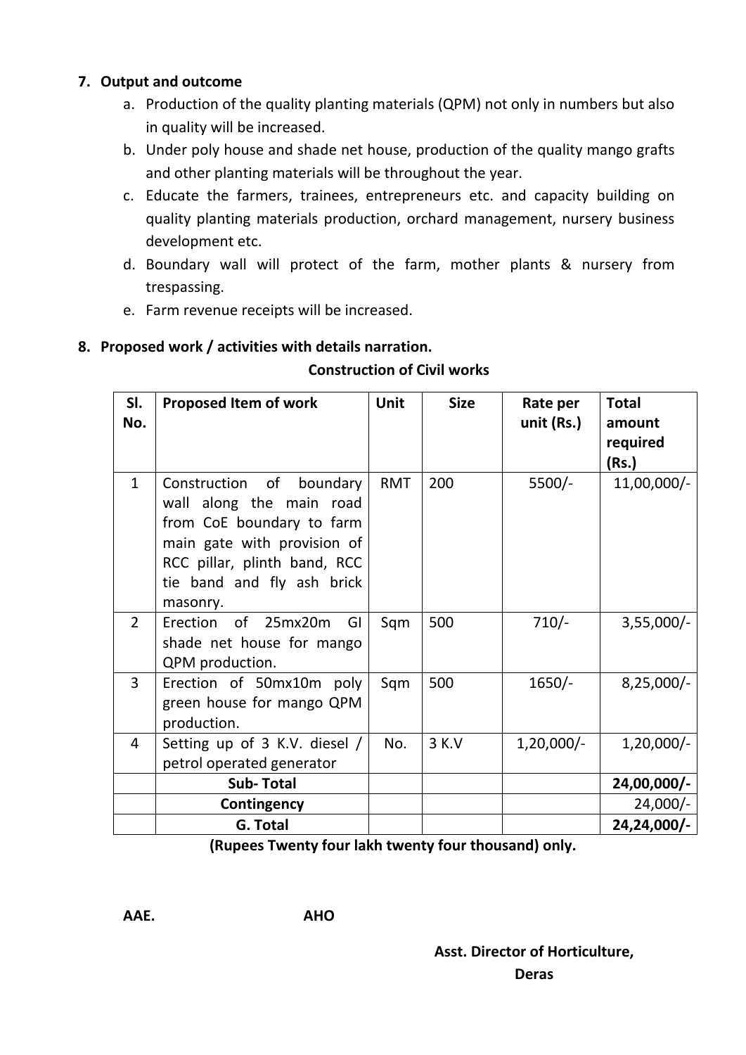## 7. Output and outcome

a. Production of the quality planting materials (QPM) not only in numbers but also in quality will be increased.

b. Under poly house and shade net house, production of the quality mango grafts and other planting materials will be throughout the year.

c. Educate the farmers, trainees, entrepreneurs etc. and capacity building on quality planting materials production, orchard management, nursery business development etc.

d. Boundary wall will protect of the farm, mother plants & nursery from trespassing.

e. Farm revenue receipts will be increased.

## 8. Proposed work / activities with details narration.

**Construction of Civil works**

| Sl. No. | Proposed Item of work | Unit | Size | Rate per unit (Rs.) | Total amount required (Rs.) |
|---|---|---|---|---|---|
| 1 | Construction of boundary wall along the main road from CoE boundary to farm main gate with provision of RCC pillar, plinth band, RCC tie band and fly ash brick masonry. | RMT | 200 | 5500/- | 11,00,000/- |
| 2 | Erection of 25mx20m GI shade net house for mango QPM production. | Sqm | 500 | 710/- | 3,55,000/- |
| 3 | Erection of 50mx10m poly green house for mango QPM production. | Sqm | 500 | 1650/- | 8,25,000/- |
| 4 | Setting up of 3 K.V. diesel / petrol operated generator | No. | 3 K.V | 1,20,000/- | 1,20,000/- |
| | **Sub- Total** | | | | **24,00,000/-** |
| | **Contingency** | | | | 24,000/- |
| | **G. Total** | | | | **24,24,000/-** |

**(Rupees Twenty four lakh twenty four thousand) only.**

**AAE.** **AHO**

**Asst. Director of Horticulture,**
**Deras**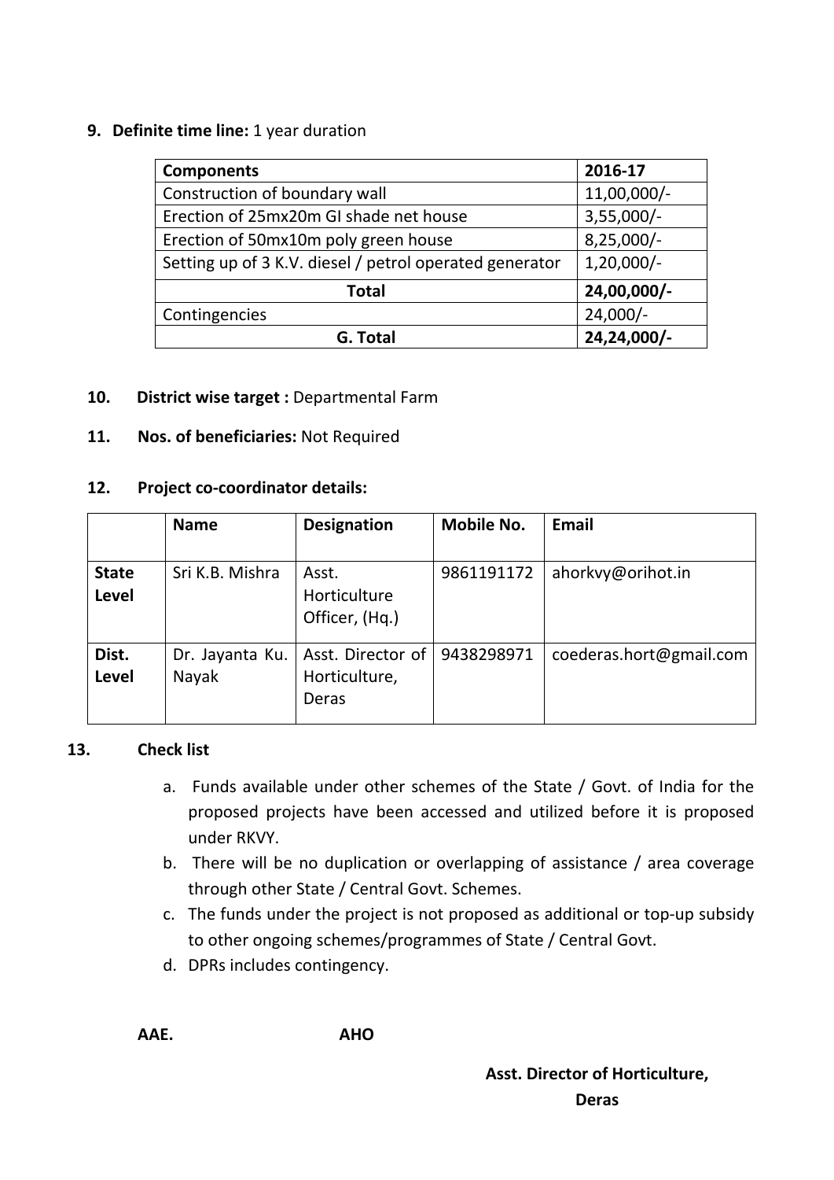9. **Definite time line:** 1 year duration

| **Components** | **2016-17** |
|---|---|
| Construction of boundary wall | 11,00,000/- |
| Erection of 25mx20m GI shade net house | 3,55,000/- |
| Erection of 50mx10m poly green house | 8,25,000/- |
| Setting up of 3 K.V. diesel / petrol operated generator | 1,20,000/- |
| **Total** | **24,00,000/-** |
| Contingencies | 24,000/- |
| **G. Total** | **24,24,000/-** |

10. **District wise target :** Departmental Farm

11. **Nos. of beneficiaries:** Not Required

12. **Project co-coordinator details:**

| | **Name** | **Designation** | **Mobile No.** | **Email** |
|---|---|---|---|---|
| **State Level** | Sri K.B. Mishra | Asst. Horticulture Officer, (Hq.) | 9861191172 | ahorkvy@orihot.in |
| **Dist. Level** | Dr. Jayanta Ku. Nayak | Asst. Director of Horticulture, Deras | 9438298971 | coederas.hort@gmail.com |

13. **Check list**

a. Funds available under other schemes of the State / Govt. of India for the proposed projects have been accessed and utilized before it is proposed under RKVY.
b. There will be no duplication or overlapping of assistance / area coverage through other State / Central Govt. Schemes.
c. The funds under the project is not proposed as additional or top-up subsidy to other ongoing schemes/programmes of State / Central Govt.
d. DPRs includes contingency.

**AAE.** **AHO**

**Asst. Director of Horticulture,**
**Deras**